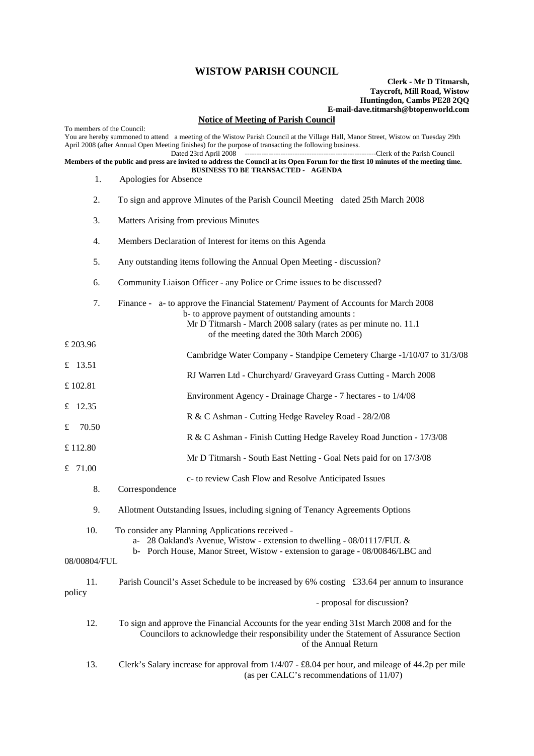# WISTOW PARISH COUNCIL

**Clerk - Mr D Titmarsh,**
**Taycroft, Mill Road, Wistow**
**Huntingdon, Cambs PE28 2QQ**
**E-mail-dave.titmarsh@btopenworld.com**

## Notice of Meeting of Parish Council

To members of the Council:
You are hereby summoned to attend a meeting of the Wistow Parish Council at the Village Hall, Manor Street, Wistow on Tuesday 29th April 2008 (after Annual Open Meeting finishes) for the purpose of transacting the following business.

Dated 23rd April 2008 -------------------------------------------------------Clerk of the Parish Council

**Members of the public and press are invited to address the Council at its Open Forum for the first 10 minutes of the meeting time.**

**BUSINESS TO BE TRANSACTED - AGENDA**

1. Apologies for Absence

2. To sign and approve Minutes of the Parish Council Meeting dated 25th March 2008

3. Matters Arising from previous Minutes

4. Members Declaration of Interest for items on this Agenda

5. Any outstanding items following the Annual Open Meeting - discussion?

6. Community Liaison Officer - any Police or Crime issues to be discussed?

7. Finance - a- to approve the Financial Statement/ Payment of Accounts for March 2008
   b- to approve payment of outstanding amounts :
   - Mr D Titmarsh - March 2008 salary (rates as per minute no. 11.1 of the meeting dated the 30th March 2006) £ 203.96
   - Cambridge Water Company - Standpipe Cemetery Charge -1/10/07 to 31/3/08 £ 13.51
   - RJ Warren Ltd - Churchyard/ Graveyard Grass Cutting - March 2008 £ 102.81
   - Environment Agency - Drainage Charge - 7 hectares - to 1/4/08 £ 12.35
   - R & C Ashman - Cutting Hedge Raveley Road - 28/2/08 £ 70.50
   - R & C Ashman - Finish Cutting Hedge Raveley Road Junction - 17/3/08 £ 112.80
   - Mr D Titmarsh - South East Netting - Goal Nets paid for on 17/3/08 £ 71.00

   c- to review Cash Flow and Resolve Anticipated Issues

8. Correspondence

9. Allotment Outstanding Issues, including signing of Tenancy Agreements Options

10. To consider any Planning Applications received -
    a- 28 Oakland's Avenue, Wistow - extension to dwelling - 08/01117/FUL &
    b- Porch House, Manor Street, Wistow - extension to garage - 08/00846/LBC and 08/00804/FUL

11. Parish Council's Asset Schedule to be increased by 6% costing £33.64 per annum to insurance policy - proposal for discussion?

12. To sign and approve the Financial Accounts for the year ending 31st March 2008 and for the Councilors to acknowledge their responsibility under the Statement of Assurance Section of the Annual Return

13. Clerk's Salary increase for approval from 1/4/07 - £8.04 per hour, and mileage of 44.2p per mile (as per CALC's recommendations of 11/07)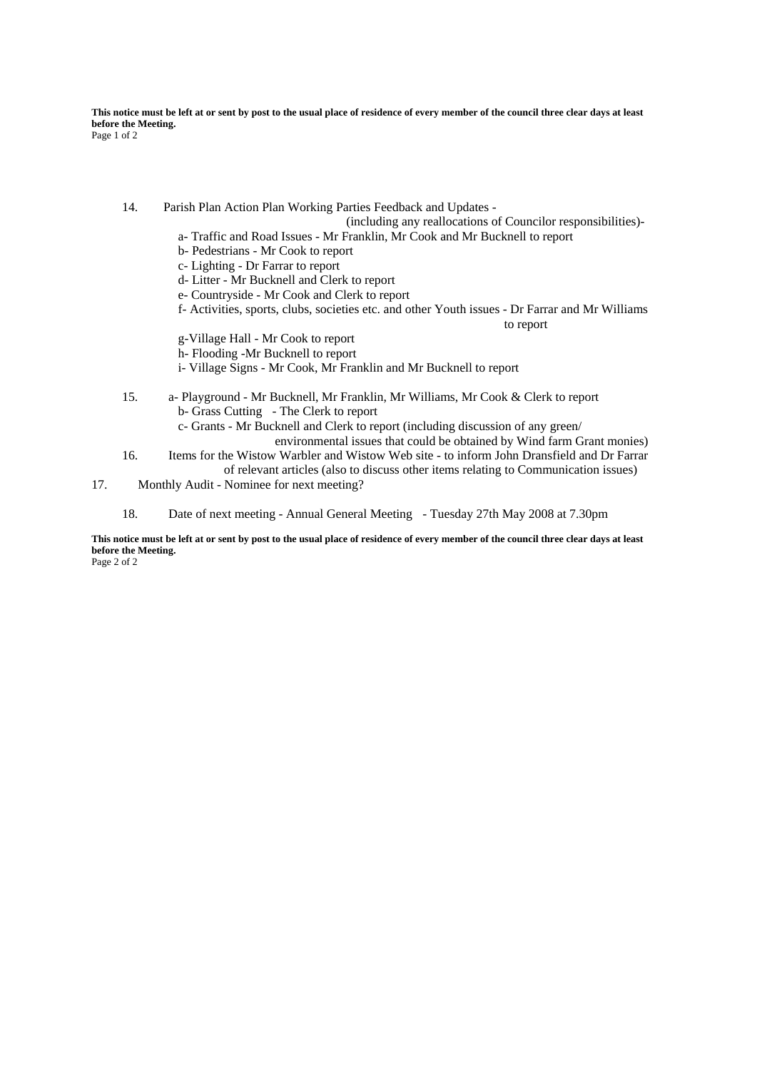14. Parish Plan Action Plan Working Parties Feedback and Updates - (including any reallocations of Councilor responsibilities)-
    - a- Traffic and Road Issues - Mr Franklin, Mr Cook and Mr Bucknell to report
    - b- Pedestrians - Mr Cook to report
    - c- Lighting - Dr Farrar to report
    - d- Litter - Mr Bucknell and Clerk to report
    - e- Countryside - Mr Cook and Clerk to report
    - f- Activities, sports, clubs, societies etc. and other Youth issues - Dr Farrar and Mr Williams to report
    - g-Village Hall - Mr Cook to report
    - h- Flooding -Mr Bucknell to report
    - i- Village Signs - Mr Cook, Mr Franklin and Mr Bucknell to report

15. a- Playground - Mr Bucknell, Mr Franklin, Mr Williams, Mr Cook & Clerk to report
    - b- Grass Cutting - The Clerk to report
    - c- Grants - Mr Bucknell and Clerk to report (including discussion of any green/ environmental issues that could be obtained by Wind farm Grant monies)

16. Items for the Wistow Warbler and Wistow Web site - to inform John Dransfield and Dr Farrar of relevant articles (also to discuss other items relating to Communication issues)

17. Monthly Audit - Nominee for next meeting?

18. Date of next meeting - Annual General Meeting - Tuesday 27th May 2008 at 7.30pm